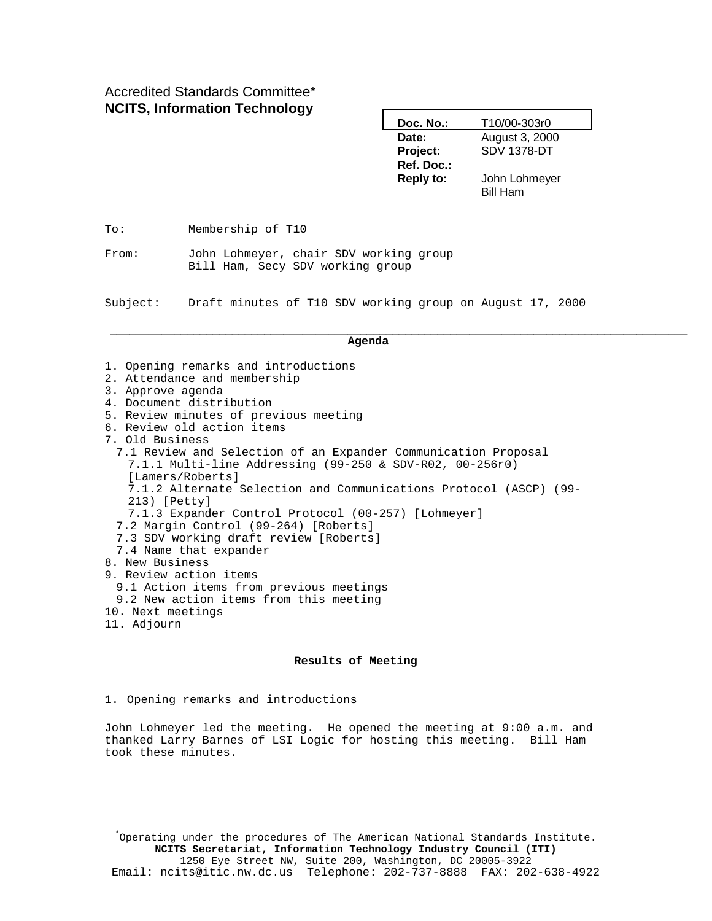Accredited Standards Committee*
**NCITS, Information Technology**

| | |
|---|---|
| **Doc. No.:** | T10/00-303r0 |
| **Date:** | August 3, 2000 |
| **Project:** | SDV 1378-DT |
| **Ref. Doc.:** | |
| **Reply to:** | John Lohmeyer<br>Bill Ham |

To: Membership of T10

From: John Lohmeyer, chair SDV working group
Bill Ham, Secy SDV working group

Subject: Draft minutes of T10 SDV working group on August 17, 2000

---

**Agenda**

1. Opening remarks and introductions
2. Attendance and membership
3. Approve agenda
4. Document distribution
5. Review minutes of previous meeting
6. Review old action items
7. Old Business
   7.1 Review and Selection of an Expander Communication Proposal
      7.1.1 Multi-line Addressing (99-250 & SDV-R02, 00-256r0) [Lamers/Roberts]
      7.1.2 Alternate Selection and Communications Protocol (ASCP) (99-213) [Petty]
      7.1.3 Expander Control Protocol (00-257) [Lohmeyer]
   7.2 Margin Control (99-264) [Roberts]
   7.3 SDV working draft review [Roberts]
   7.4 Name that expander
8. New Business
9. Review action items
   9.1 Action items from previous meetings
   9.2 New action items from this meeting
10. Next meetings
11. Adjourn

**Results of Meeting**

1. Opening remarks and introductions

John Lohmeyer led the meeting. He opened the meeting at 9:00 a.m. and thanked Larry Barnes of LSI Logic for hosting this meeting. Bill Ham took these minutes.

*Operating under the procedures of The American National Standards Institute.
**NCITS Secretariat, Information Technology Industry Council (ITI)**
1250 Eye Street NW, Suite 200, Washington, DC 20005-3922
Email: ncits@itic.nw.dc.us Telephone: 202-737-8888 FAX: 202-638-4922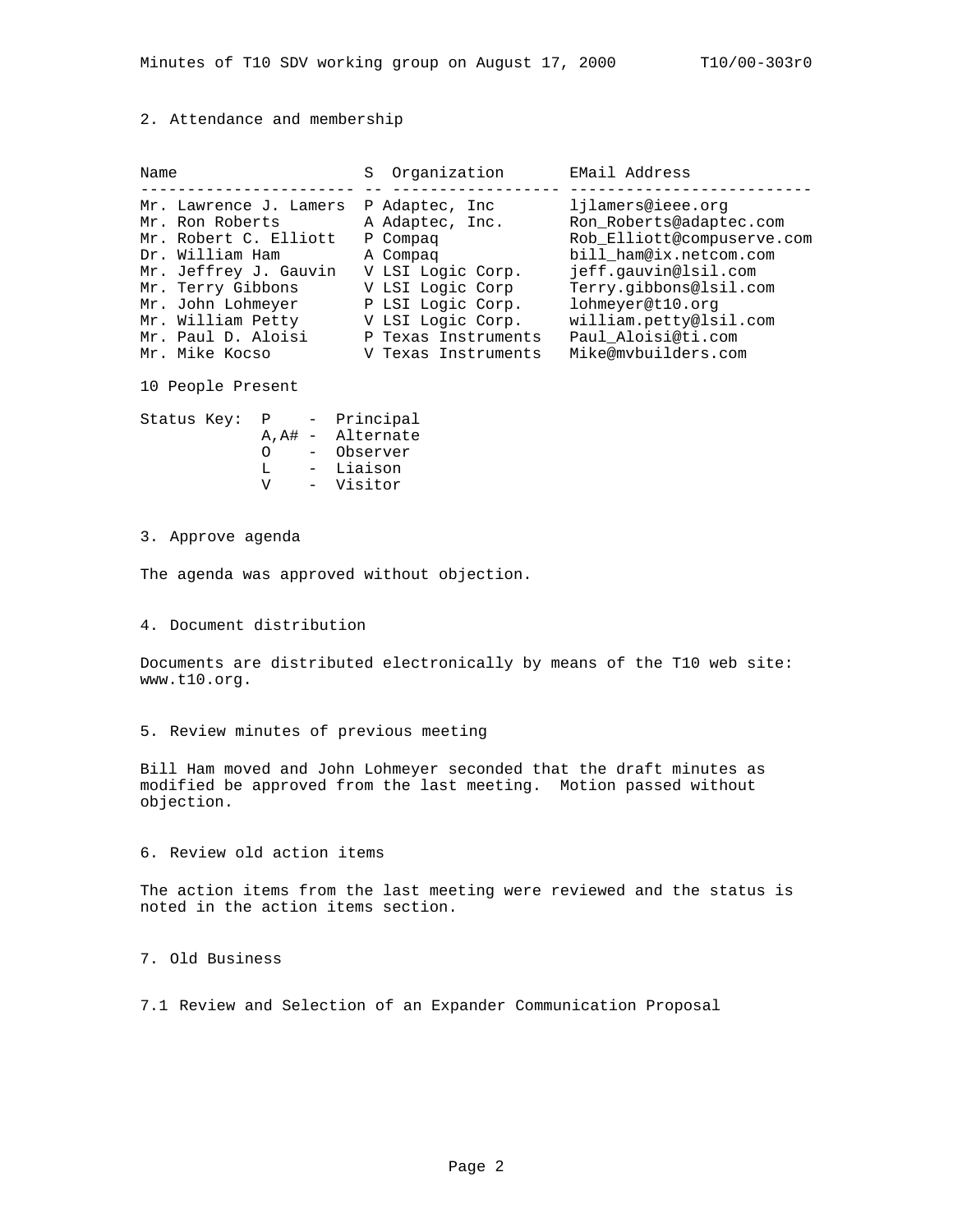## 2. Attendance and membership

| Name | S | Organization | EMail Address |
|---|---|---|---|
| Mr. Lawrence J. Lamers | P | Adaptec, Inc | ljlamers@ieee.org |
| Mr. Ron Roberts | A | Adaptec, Inc. | Ron_Roberts@adaptec.com |
| Mr. Robert C. Elliott | P | Compaq | Rob_Elliott@compuserve.com |
| Dr. William Ham | A | Compaq | bill_ham@ix.netcom.com |
| Mr. Jeffrey J. Gauvin | V | LSI Logic Corp. | jeff.gauvin@lsil.com |
| Mr. Terry Gibbons | V | LSI Logic Corp | Terry.gibbons@lsil.com |
| Mr. John Lohmeyer | P | LSI Logic Corp. | lohmeyer@t10.org |
| Mr. William Petty | V | LSI Logic Corp. | william.petty@lsil.com |
| Mr. Paul D. Aloisi | P | Texas Instruments | Paul_Aloisi@ti.com |
| Mr. Mike Kocso | V | Texas Instruments | Mike@mvbuilders.com |

10 People Present

Status Key:
- P - Principal
- A,A# - Alternate
- O - Observer
- L - Liaison
- V - Visitor

## 3. Approve agenda

The agenda was approved without objection.

## 4. Document distribution

Documents are distributed electronically by means of the T10 web site: www.t10.org.

## 5. Review minutes of previous meeting

Bill Ham moved and John Lohmeyer seconded that the draft minutes as modified be approved from the last meeting. Motion passed without objection.

## 6. Review old action items

The action items from the last meeting were reviewed and the status is noted in the action items section.

## 7. Old Business

### 7.1 Review and Selection of an Expander Communication Proposal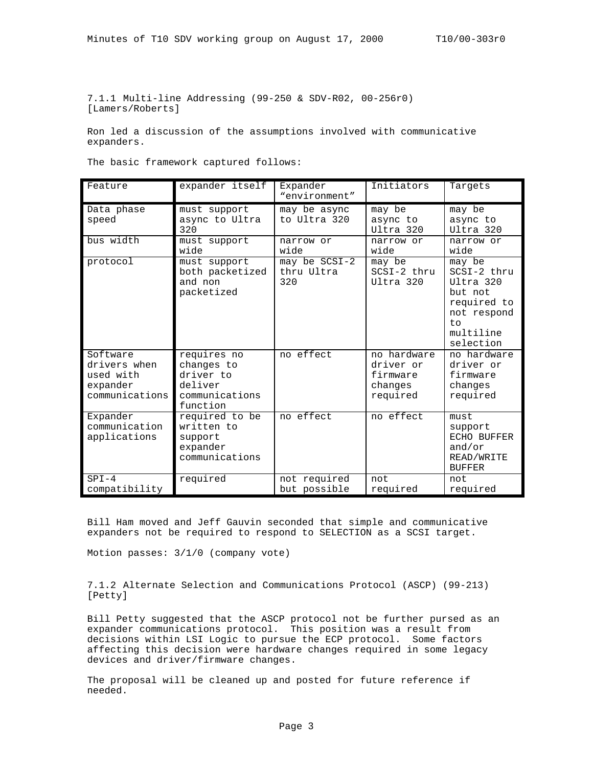### 7.1.1 Multi-line Addressing (99-250 & SDV-R02, 00-256r0) [Lamers/Roberts]

Ron led a discussion of the assumptions involved with communicative expanders.

The basic framework captured follows:

| Feature | expander itself | Expander "environment" | Initiators | Targets |
|---|---|---|---|---|
| Data phase speed | must support async to Ultra 320 | may be async to Ultra 320 | may be async to Ultra 320 | may be async to Ultra 320 |
| bus width | must support wide | narrow or wide | narrow or wide | narrow or wide |
| protocol | must support both packetized and non packetized | may be SCSI-2 thru Ultra 320 | may be SCSI-2 thru Ultra 320 | may be SCSI-2 thru Ultra 320 but not required to not respond to multiline selection |
| Software drivers when used with expander communications | requires no changes to driver to deliver communications function | no effect | no hardware driver or firmware changes required | no hardware driver or firmware changes required |
| Expander communication applications | required to be written to support expander communications | no effect | no effect | must support ECHO BUFFER and/or READ/WRITE BUFFER |
| SPI-4 compatibility | required | not required but possible | not required | not required |

Bill Ham moved and Jeff Gauvin seconded that simple and communicative expanders not be required to respond to SELECTION as a SCSI target.

Motion passes: 3/1/0 (company vote)

### 7.1.2 Alternate Selection and Communications Protocol (ASCP) (99-213) [Petty]

Bill Petty suggested that the ASCP protocol not be further pursed as an expander communications protocol. This position was a result from decisions within LSI Logic to pursue the ECP protocol. Some factors affecting this decision were hardware changes required in some legacy devices and driver/firmware changes.

The proposal will be cleaned up and posted for future reference if needed.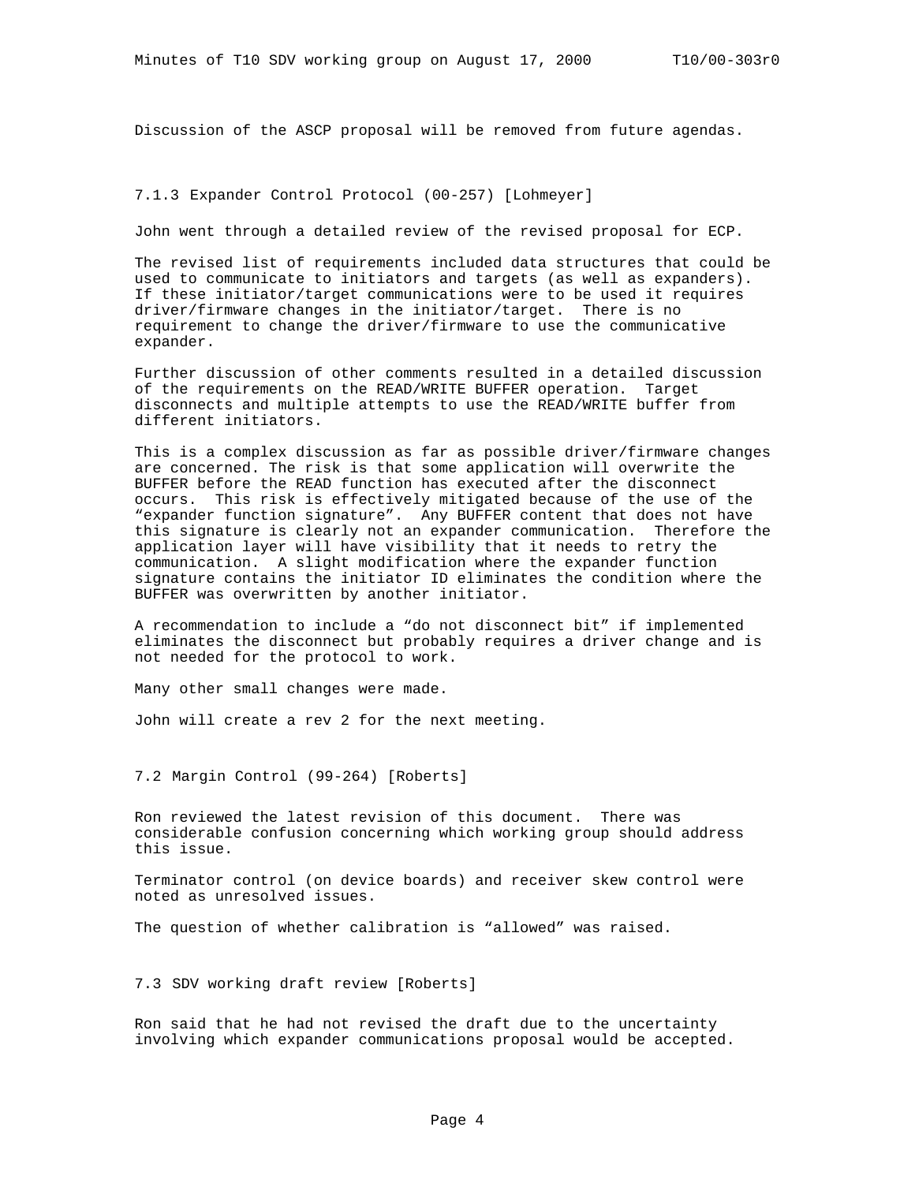Discussion of the ASCP proposal will be removed from future agendas.

### 7.1.3 Expander Control Protocol (00-257) [Lohmeyer]

John went through a detailed review of the revised proposal for ECP.

The revised list of requirements included data structures that could be used to communicate to initiators and targets (as well as expanders). If these initiator/target communications were to be used it requires driver/firmware changes in the initiator/target. There is no requirement to change the driver/firmware to use the communicative expander.

Further discussion of other comments resulted in a detailed discussion of the requirements on the READ/WRITE BUFFER operation. Target disconnects and multiple attempts to use the READ/WRITE buffer from different initiators.

This is a complex discussion as far as possible driver/firmware changes are concerned. The risk is that some application will overwrite the BUFFER before the READ function has executed after the disconnect occurs. This risk is effectively mitigated because of the use of the "expander function signature". Any BUFFER content that does not have this signature is clearly not an expander communication. Therefore the application layer will have visibility that it needs to retry the communication. A slight modification where the expander function signature contains the initiator ID eliminates the condition where the BUFFER was overwritten by another initiator.

A recommendation to include a "do not disconnect bit" if implemented eliminates the disconnect but probably requires a driver change and is not needed for the protocol to work.

Many other small changes were made.

John will create a rev 2 for the next meeting.

## 7.2 Margin Control (99-264) [Roberts]

Ron reviewed the latest revision of this document. There was considerable confusion concerning which working group should address this issue.

Terminator control (on device boards) and receiver skew control were noted as unresolved issues.

The question of whether calibration is "allowed" was raised.

## 7.3 SDV working draft review [Roberts]

Ron said that he had not revised the draft due to the uncertainty involving which expander communications proposal would be accepted.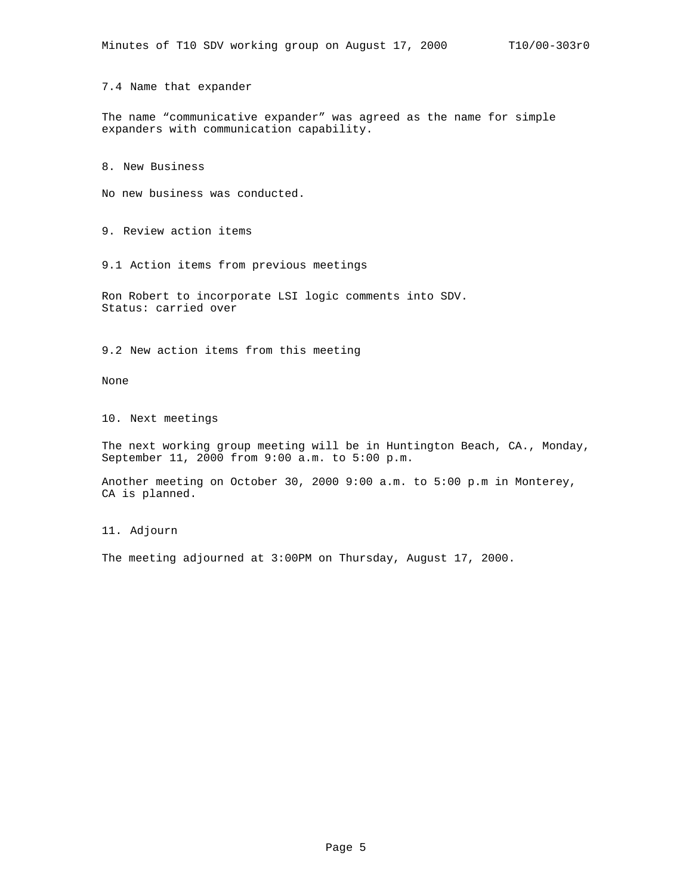## 7.4 Name that expander

The name "communicative expander" was agreed as the name for simple expanders with communication capability.

# 8. New Business

No new business was conducted.

# 9. Review action items

## 9.1 Action items from previous meetings

Ron Robert to incorporate LSI logic comments into SDV.
Status: carried over

## 9.2 New action items from this meeting

None

# 10. Next meetings

The next working group meeting will be in Huntington Beach, CA., Monday, September 11, 2000 from 9:00 a.m. to 5:00 p.m.

Another meeting on October 30, 2000 9:00 a.m. to 5:00 p.m in Monterey, CA is planned.

# 11. Adjourn

The meeting adjourned at 3:00PM on Thursday, August 17, 2000.